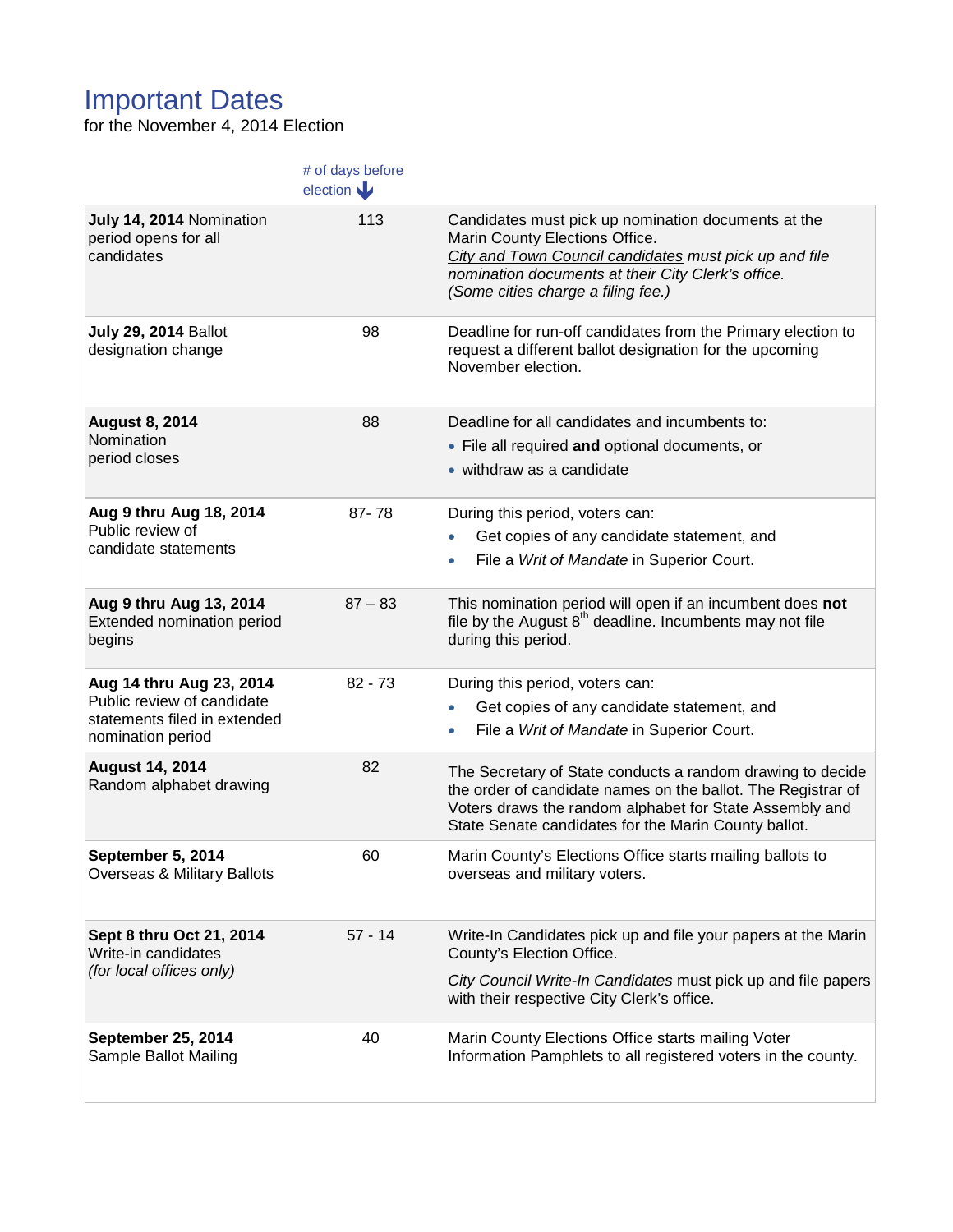# Important Dates

for the November 4, 2014 Election

| | # of days before election | |
|---|---|---|
| **July 14, 2014** Nomination period opens for all candidates | 113 | Candidates must pick up nomination documents at the Marin County Elections Office. *City and Town Council candidates must pick up and file nomination documents at their City Clerk's office. (Some cities charge a filing fee.)* |
| **July 29, 2014** Ballot designation change | 98 | Deadline for run-off candidates from the Primary election to request a different ballot designation for the upcoming November election. |
| **August 8, 2014** Nomination period closes | 88 | Deadline for all candidates and incumbents to: • File all required **and** optional documents, or • withdraw as a candidate |
| **Aug 9 thru Aug 18, 2014** Public review of candidate statements | 87- 78 | During this period, voters can: • Get copies of any candidate statement, and • File a *Writ of Mandate* in Superior Court. |
| **Aug 9 thru Aug 13, 2014** Extended nomination period begins | 87 – 83 | This nomination period will open if an incumbent does **not** file by the August 8th deadline. Incumbents may not file during this period. |
| **Aug 14 thru Aug 23, 2014** Public review of candidate statements filed in extended nomination period | 82 - 73 | During this period, voters can: • Get copies of any candidate statement, and • File a *Writ of Mandate* in Superior Court. |
| **August 14, 2014** Random alphabet drawing | 82 | The Secretary of State conducts a random drawing to decide the order of candidate names on the ballot. The Registrar of Voters draws the random alphabet for State Assembly and State Senate candidates for the Marin County ballot. |
| **September 5, 2014** Overseas & Military Ballots | 60 | Marin County's Elections Office starts mailing ballots to overseas and military voters. |
| **Sept 8 thru Oct 21, 2014** Write-in candidates *(for local offices only)* | 57 - 14 | Write-In Candidates pick up and file your papers at the Marin County's Election Office. *City Council Write-In Candidates* must pick up and file papers with their respective City Clerk's office. |
| **September 25, 2014** Sample Ballot Mailing | 40 | Marin County Elections Office starts mailing Voter Information Pamphlets to all registered voters in the county. |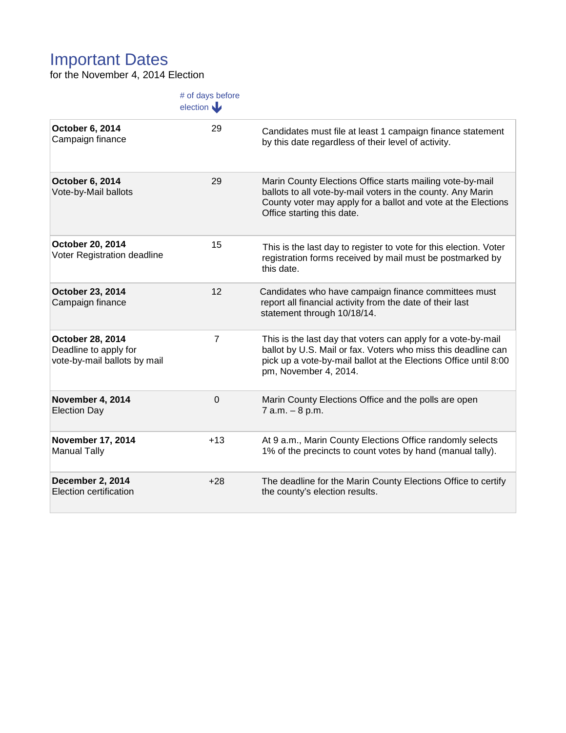# Important Dates

for the November 4, 2014 Election

| | # of days before election | |
|---|---|---|
| **October 6, 2014**<br>Campaign finance | 29 | Candidates must file at least 1 campaign finance statement by this date regardless of their level of activity. |
| **October 6, 2014**<br>Vote-by-Mail ballots | 29 | Marin County Elections Office starts mailing vote-by-mail ballots to all vote-by-mail voters in the county. Any Marin County voter may apply for a ballot and vote at the Elections Office starting this date. |
| **October 20, 2014**<br>Voter Registration deadline | 15 | This is the last day to register to vote for this election. Voter registration forms received by mail must be postmarked by this date. |
| **October 23, 2014**<br>Campaign finance | 12 | Candidates who have campaign finance committees must report all financial activity from the date of their last statement through 10/18/14. |
| **October 28, 2014**<br>Deadline to apply for vote-by-mail ballots by mail | 7 | This is the last day that voters can apply for a vote-by-mail ballot by U.S. Mail or fax. Voters who miss this deadline can pick up a vote-by-mail ballot at the Elections Office until 8:00 pm, November 4, 2014. |
| **November 4, 2014**<br>Election Day | 0 | Marin County Elections Office and the polls are open 7 a.m. – 8 p.m. |
| **November 17, 2014**<br>Manual Tally | +13 | At 9 a.m., Marin County Elections Office randomly selects 1% of the precincts to count votes by hand (manual tally). |
| **December 2, 2014**<br>Election certification | +28 | The deadline for the Marin County Elections Office to certify the county's election results. |